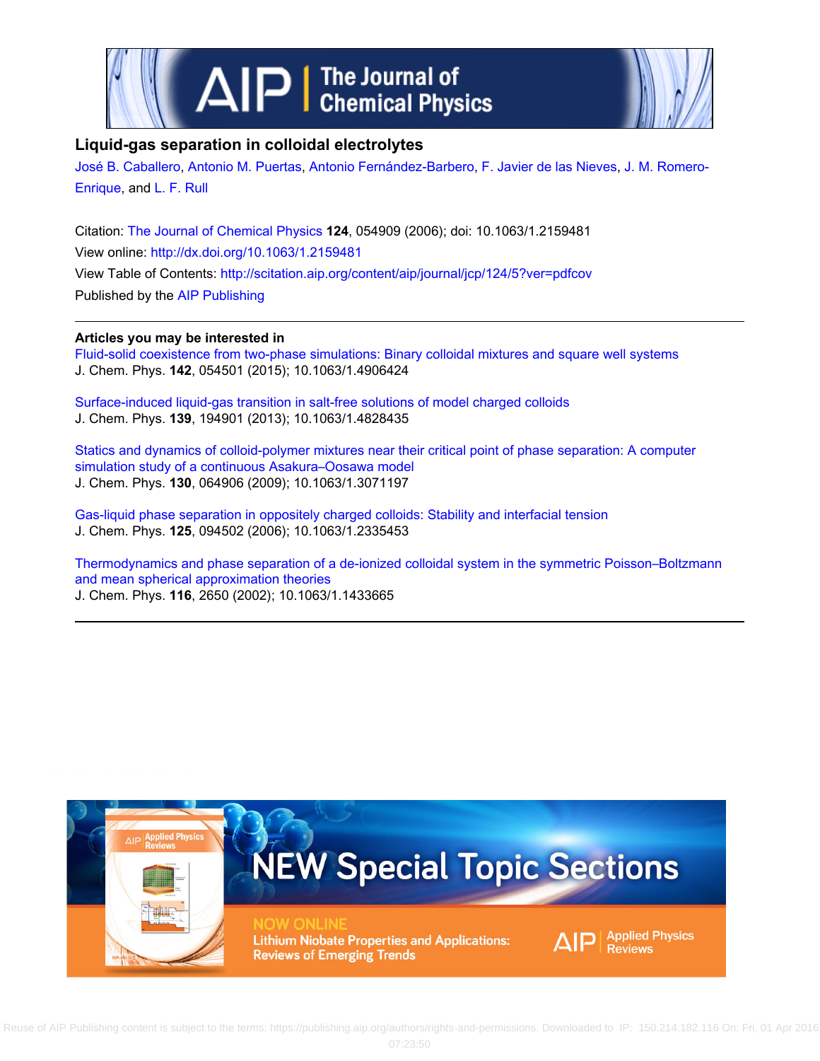# Liquid-gas separation in colloidal electrolytes

José B. Caballero, Antonio M. Puertas, Antonio Fernández-Barbero, F. Javier de las Nieves, J. M. Romero-Enrique, and L. F. Rull

Citation: The Journal of Chemical Physics **124**, 054909 (2006); doi: 10.1063/1.2159481

View online: http://dx.doi.org/10.1063/1.2159481

View Table of Contents: http://scitation.aip.org/content/aip/journal/jcp/124/5?ver=pdfcov

Published by the AIP Publishing

---

**Articles you may be interested in**

Fluid-solid coexistence from two-phase simulations: Binary colloidal mixtures and square well systems
J. Chem. Phys. **142**, 054501 (2015); 10.1063/1.4906424

Surface-induced liquid-gas transition in salt-free solutions of model charged colloids
J. Chem. Phys. **139**, 194901 (2013); 10.1063/1.4828435

Statics and dynamics of colloid-polymer mixtures near their critical point of phase separation: A computer simulation study of a continuous Asakura–Oosawa model
J. Chem. Phys. **130**, 064906 (2009); 10.1063/1.3071197

Gas-liquid phase separation in oppositely charged colloids: Stability and interfacial tension
J. Chem. Phys. **125**, 094502 (2006); 10.1063/1.2335453

Thermodynamics and phase separation of a de-ionized colloidal system in the symmetric Poisson–Boltzmann and mean spherical approximation theories
J. Chem. Phys. **116**, 2650 (2002); 10.1063/1.1433665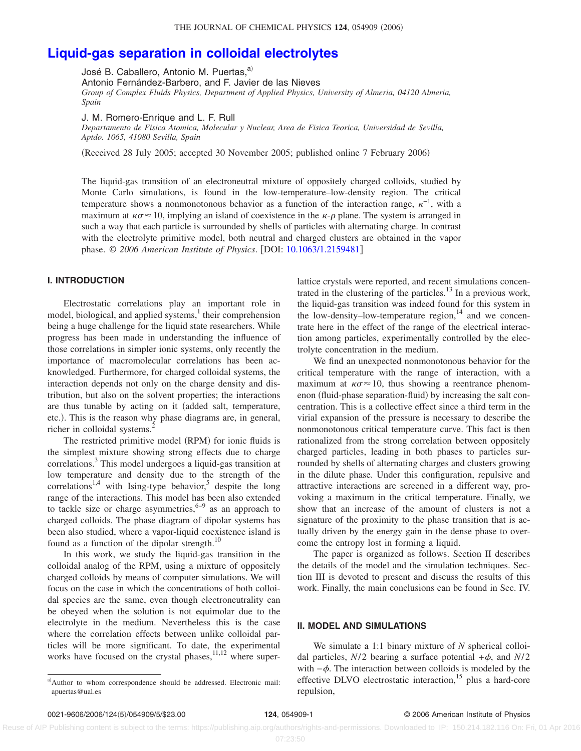# Liquid-gas separation in colloidal electrolytes

José B. Caballero, Antonio M. Puertas,[a)]
Antonio Fernández-Barbero, and F. Javier de las Nieves
*Group of Complex Fluids Physics, Department of Applied Physics, University of Almeria, 04120 Almeria, Spain*

J. M. Romero-Enrique and L. F. Rull
*Departamento de Fisica Atomica, Molecular y Nuclear, Area de Fisica Teorica, Universidad de Sevilla, Aptdo. 1065, 41080 Sevilla, Spain*

(Received 28 July 2005; accepted 30 November 2005; published online 7 February 2006)

The liquid-gas transition of an electroneutral mixture of oppositely charged colloids, studied by Monte Carlo simulations, is found in the low-temperature–low-density region. The critical temperature shows a nonmonotonous behavior as a function of the interaction range, $\kappa^{-1}$, with a maximum at $\kappa\sigma \approx 10$, implying an island of coexistence in the $\kappa$-$\rho$ plane. The system is arranged in such a way that each particle is surrounded by shells of particles with alternating charge. In contrast with the electrolyte primitive model, both neutral and charged clusters are obtained in the vapor phase. © *2006 American Institute of Physics*. [DOI: 10.1063/1.2159481]

## I. INTRODUCTION

Electrostatic correlations play an important role in model, biological, and applied systems,[1] their comprehension being a huge challenge for the liquid state researchers. While progress has been made in understanding the influence of those correlations in simpler ionic systems, only recently the importance of macromolecular correlations has been acknowledged. Furthermore, for charged colloidal systems, the interaction depends not only on the charge density and distribution, but also on the solvent properties; the interactions are thus tunable by acting on it (added salt, temperature, etc.). This is the reason why phase diagrams are, in general, richer in colloidal systems.[2]

The restricted primitive model (RPM) for ionic fluids is the simplest mixture showing strong effects due to charge correlations.[3] This model undergoes a liquid-gas transition at low temperature and density due to the strength of the correlations[1,4] with Ising-type behavior,[5] despite the long range of the interactions. This model has been also extended to tackle size or charge asymmetries,[6–9] as an approach to charged colloids. The phase diagram of dipolar systems has been also studied, where a vapor-liquid coexistence island is found as a function of the dipolar strength.[10]

In this work, we study the liquid-gas transition in the colloidal analog of the RPM, using a mixture of oppositely charged colloids by means of computer simulations. We will focus on the case in which the concentrations of both colloidal species are the same, even though electroneutrality can be obeyed when the solution is not equimolar due to the electrolyte in the medium. Nevertheless this is the case where the correlation effects between unlike colloidal particles will be more significant. To date, the experimental works have focused on the crystal phases,[11,12] where superlattice crystals were reported, and recent simulations concentrated in the clustering of the particles.[13] In a previous work, the liquid-gas transition was indeed found for this system in the low-density–low-temperature region,[14] and we concentrate here in the effect of the range of the electrical interaction among particles, experimentally controlled by the electrolyte concentration in the medium.

We find an unexpected nonmonotonous behavior for the critical temperature with the range of interaction, with a maximum at $\kappa\sigma \approx 10$, thus showing a reentrance phenomenon (fluid-phase separation-fluid) by increasing the salt concentration. This is a collective effect since a third term in the virial expansion of the pressure is necessary to describe the nonmonotonous critical temperature curve. This fact is then rationalized from the strong correlation between oppositely charged particles, leading in both phases to particles surrounded by shells of alternating charges and clusters growing in the dilute phase. Under this configuration, repulsive and attractive interactions are screened in a different way, provoking a maximum in the critical temperature. Finally, we show that an increase of the amount of clusters is not a signature of the proximity to the phase transition that is actually driven by the energy gain in the dense phase to overcome the entropy lost in forming a liquid.

The paper is organized as follows. Section II describes the details of the model and the simulation techniques. Section III is devoted to present and discuss the results of this work. Finally, the main conclusions can be found in Sec. IV.

## II. MODEL AND SIMULATIONS

We simulate a 1:1 binary mixture of $N$ spherical colloidal particles, $N/2$ bearing a surface potential $+\phi$, and $N/2$ with $-\phi$. The interaction between colloids is modeled by the effective DLVO electrostatic interaction,[15] plus a hard-core repulsion,

[a)] Author to whom correspondence should be addressed. Electronic mail: apuertas@ual.es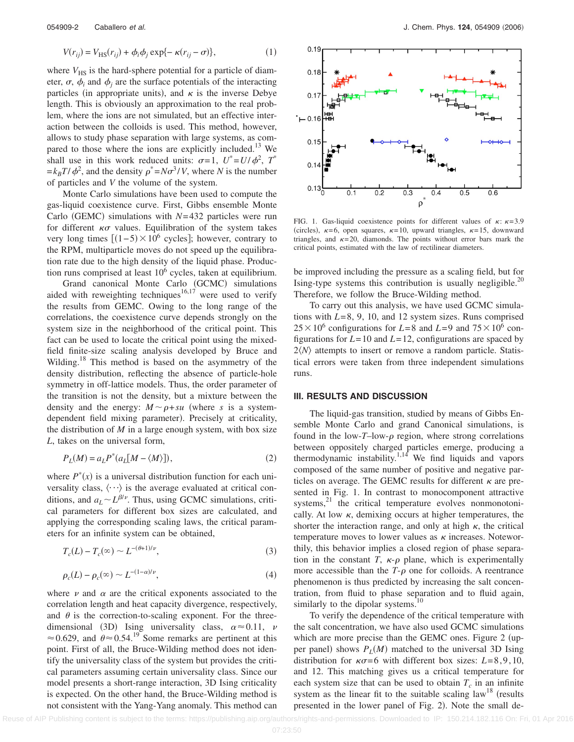$$V(r_{ij}) = V_{\rm HS}(r_{ij}) + \phi_i \phi_j \exp\{-\kappa(r_{ij} - \sigma)\}, \tag{1}$$

where $V_{\rm HS}$ is the hard-sphere potential for a particle of diameter, $\sigma$, $\phi_i$ and $\phi_j$ are the surface potentials of the interacting particles (in appropriate units), and $\kappa$ is the inverse Debye length. This is obviously an approximation to the real problem, where the ions are not simulated, but an effective interaction between the colloids is used. This method, however, allows to study phase separation with large systems, as compared to those where the ions are explicitly included.[13] We shall use in this work reduced units: $\sigma=1$, $U^*=U/\phi^2$, $T^*=k_BT/\phi^2$, and the density $\rho^*=N\sigma^3/V$, where $N$ is the number of particles and $V$ the volume of the system.

Monte Carlo simulations have been used to compute the gas-liquid coexistence curve. First, Gibbs ensemble Monte Carlo (GEMC) simulations with $N=432$ particles were run for different $\kappa\sigma$ values. Equilibration of the system takes very long times $[(1-5)\times 10^6$ cycles]; however, contrary to the RPM, multiparticle moves do not speed up the equilibration rate due to the high density of the liquid phase. Production runs comprised at least $10^6$ cycles, taken at equilibrium.

Grand canonical Monte Carlo (GCMC) simulations aided with reweighting techniques[16,17] were used to verify the results from GEMC. Owing to the long range of the correlations, the coexistence curve depends strongly on the system size in the neighborhood of the critical point. This fact can be used to locate the critical point using the mixed-field finite-size scaling analysis developed by Bruce and Wilding.[18] This method is based on the asymmetry of the density distribution, reflecting the absence of particle-hole symmetry in off-lattice models. Thus, the order parameter of the transition is not the density, but a mixture between the density and the energy: $M\sim\rho+su$ (where $s$ is a system-dependent field mixing parameter). Precisely at criticality, the distribution of $M$ in a large enough system, with box size $L$, takes on the universal form,

$$P_L(M) = a_L P^*(a_L[M - \langle M\rangle]), \tag{2}$$

where $P^*(x)$ is a universal distribution function for each universality class, $\langle\cdots\rangle$ is the average evaluated at critical conditions, and $a_L \sim L^{\beta/\nu}$. Thus, using GCMC simulations, critical parameters for different box sizes are calculated, and applying the corresponding scaling laws, the critical parameters for an infinite system can be obtained,

$$T_c(L) - T_c(\infty) \sim L^{-(\theta+1)/\nu}, \tag{3}$$

$$\rho_c(L) - \rho_c(\infty) \sim L^{-(1-\alpha)/\nu}, \tag{4}$$

where $\nu$ and $\alpha$ are the critical exponents associated to the correlation length and heat capacity divergence, respectively, and $\theta$ is the correction-to-scaling exponent. For the three-dimensional (3D) Ising universality class, $\alpha\approx 0.11$, $\nu\approx 0.629$, and $\theta\approx 0.54$.[19] Some remarks are pertinent at this point. First of all, the Bruce-Wilding method does not identify the universality class of the system but provides the critical parameters assuming certain universality class. Since our model presents a short-range interaction, 3D Ising criticality is expected. On the other hand, the Bruce-Wilding method is not consistent with the Yang-Yang anomaly. This method can be improved including the pressure as a scaling field, but for Ising-type systems this contribution is usually negligible.[20] Therefore, we follow the Bruce-Wilding method.

To carry out this analysis, we have used GCMC simulations with $L=8$, 9, 10, and 12 system sizes. Runs comprised $25\times 10^6$ configurations for $L=8$ and $L=9$ and $75\times 10^6$ configurations for $L=10$ and $L=12$, configurations are spaced by $2\langle N\rangle$ attempts to insert or remove a random particle. Statistical errors were taken from three independent simulations runs.

0.19
0.18
0.17
T* 0.16
0.15
0.14
0.13
0 0.1 0.2 0.3 0.4 0.5 0.6
ρ*

FIG. 1. Gas-liquid coexistence points for different values of $\kappa$: $\kappa=3.9$ (circles), $\kappa=6$, open squares, $\kappa=10$, upward triangles, $\kappa=15$, downward triangles, and $\kappa=20$, diamonds. The points without error bars mark the critical points, estimated with the law of rectilinear diameters.

## III. RESULTS AND DISCUSSION

The liquid-gas transition, studied by means of Gibbs Ensemble Monte Carlo and grand Canonical simulations, is found in the low-$T$–low-$\rho$ region, where strong correlations between oppositely charged particles emerge, producing a thermodynamic instability.[1,14] We find liquids and vapors composed of the same number of positive and negative particles on average. The GEMC results for different $\kappa$ are presented in Fig. 1. In contrast to monocomponent attractive systems,[21] the critical temperature evolves nonmonotonically. At low $\kappa$, demixing occurs at higher temperatures, the shorter the interaction range, and only at high $\kappa$, the critical temperature moves to lower values as $\kappa$ increases. Noteworthily, this behavior implies a closed region of phase separation in the constant $T$, $\kappa$-$\rho$ plane, which is experimentally more accessible than the $T$-$\rho$ one for colloids. A reentrance phenomenon is thus predicted by increasing the salt concentration, from fluid to phase separation and to fluid again, similarly to the dipolar systems.[10]

To verify the dependence of the critical temperature with the salt concentration, we have also used GCMC simulations which are more precise than the GEMC ones. Figure 2 (upper panel) shows $P_L(M)$ matched to the universal 3D Ising distribution for $\kappa\sigma=6$ with different box sizes: $L=8,9,10$, and 12. This matching gives us a critical temperature for each system size that can be used to obtain $T_c$ in an infinite system as the linear fit to the suitable scaling law[18] (results presented in the lower panel of Fig. 2). Note the small de-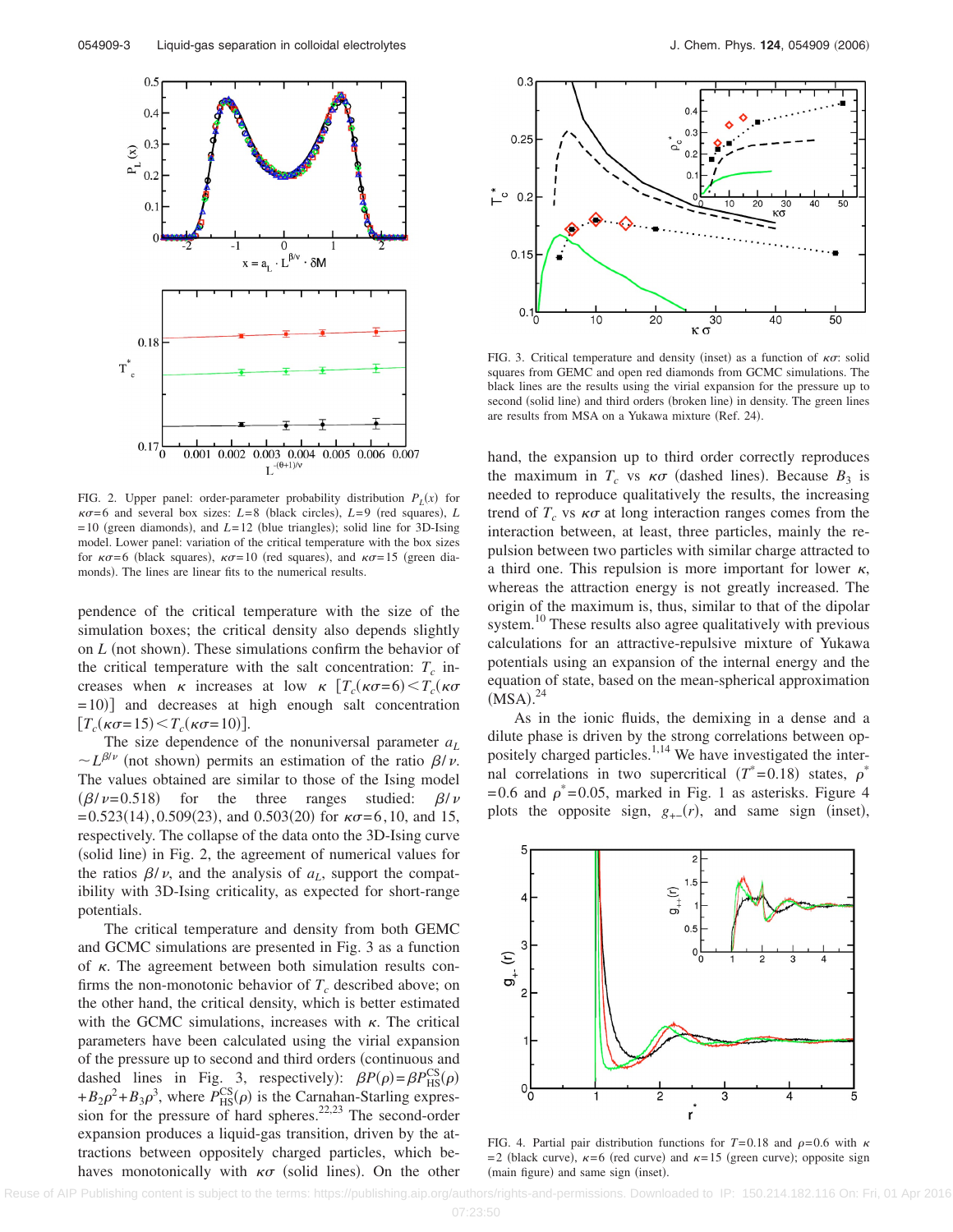0.5
0.4
0.3
0.2
0.1
0
$P_L(x)$
-2 -1 0 1 2
$x = a_L \cdot L^{\beta/\nu} \cdot \delta M$

0.18
0.17
$T^*_c$
0 0.001 0.002 0.003 0.004 0.005 0.006 0.007
$L^{-(\theta+1)/\nu}$

FIG. 2. Upper panel: order-parameter probability distribution $P_L(x)$ for $\kappa\sigma=6$ and several box sizes: $L=8$ (black circles), $L=9$ (red squares), $L=10$ (green diamonds), and $L=12$ (blue triangles); solid line for 3D-Ising model. Lower panel: variation of the critical temperature with the box sizes for $\kappa\sigma=6$ (black squares), $\kappa\sigma=10$ (red squares), and $\kappa\sigma=15$ (green diamonds). The lines are linear fits to the numerical results.

pendence of the critical temperature with the size of the simulation boxes; the critical density also depends slightly on $L$ (not shown). These simulations confirm the behavior of the critical temperature with the salt concentration: $T_c$ increases when $\kappa$ increases at low $\kappa$ $[T_c(\kappa\sigma=6)<T_c(\kappa\sigma=10)]$ and decreases at high enough salt concentration $[T_c(\kappa\sigma=15)<T_c(\kappa\sigma=10)]$.

The size dependence of the nonuniversal parameter $a_L \sim L^{\beta/\nu}$ (not shown) permits an estimation of the ratio $\beta/\nu$. The values obtained are similar to those of the Ising model $(\beta/\nu=0.518)$ for the three ranges studied: $\beta/\nu=0.523(14), 0.509(23)$, and $0.503(20)$ for $\kappa\sigma=6, 10$, and 15, respectively. The collapse of the data onto the 3D-Ising curve (solid line) in Fig. 2, the agreement of numerical values for the ratios $\beta/\nu$, and the analysis of $a_L$, support the compatibility with 3D-Ising criticality, as expected for short-range potentials.

The critical temperature and density from both GEMC and GCMC simulations are presented in Fig. 3 as a function of $\kappa$. The agreement between both simulation results confirms the non-monotonic behavior of $T_c$ described above; on the other hand, the critical density, which is better estimated with the GCMC simulations, increases with $\kappa$. The critical parameters have been calculated using the virial expansion of the pressure up to second and third orders (continuous and dashed lines in Fig. 3, respectively): $\beta P(\rho)=\beta P^{\mathrm{CS}}_{\mathrm{HS}}(\rho)+B_2\rho^2+B_3\rho^3$, where $P^{\mathrm{CS}}_{\mathrm{HS}}(\rho)$ is the Carnahan-Starling expression for the pressure of hard spheres.[22,23] The second-order expansion produces a liquid-gas transition, driven by the attractions between oppositely charged particles, which behaves monotonically with $\kappa\sigma$ (solid lines). On the other hand, the expansion up to third order correctly reproduces the maximum in $T_c$ vs $\kappa\sigma$ (dashed lines). Because $B_3$ is needed to reproduce qualitatively the results, the increasing trend of $T_c$ vs $\kappa\sigma$ at long interaction ranges comes from the interaction between, at least, three particles, mainly the repulsion between two particles with similar charge attracted to a third one. This repulsion is more important for lower $\kappa$, whereas the attraction energy is not greatly increased. The origin of the maximum is, thus, similar to that of the dipolar system.[10] These results also agree qualitatively with previous calculations for an attractive-repulsive mixture of Yukawa potentials using an expansion of the internal energy and the equation of state, based on the mean-spherical approximation (MSA).[24]

0.3
0.25
0.2
0.15
0.1
$T^*_c$
0 10 20 30 40 50
$\kappa\sigma$
0.4
0.3
0.2
0.1
0
$\rho^*_c$
0 10 20 30 40 50
$\kappa\sigma$

FIG. 3. Critical temperature and density (inset) as a function of $\kappa\sigma$: solid squares from GEMC and open red diamonds from GCMC simulations. The black lines are the results using the virial expansion for the pressure up to second (solid line) and third orders (broken line) in density. The green lines are results from MSA on a Yukawa mixture (Ref. 24).

As in the ionic fluids, the demixing in a dense and a dilute phase is driven by the strong correlations between oppositely charged particles.[1,14] We have investigated the internal correlations in two supercritical $(T^*=0.18)$ states, $\rho^*=0.6$ and $\rho^*=0.05$, marked in Fig. 1 as asterisks. Figure 4 plots the opposite sign, $g_{+-}(r)$, and same sign (inset),

5
4
3
2
1
0
$g_{+-}(r)$
0 1 2 3 4 5
$r^*$
2
1.5
1
0.5
0
$g_{++}(r)$
0 1 2 3 4

FIG. 4. Partial pair distribution functions for $T=0.18$ and $\rho=0.6$ with $\kappa=2$ (black curve), $\kappa=6$ (red curve) and $\kappa=15$ (green curve); opposite sign (main figure) and same sign (inset).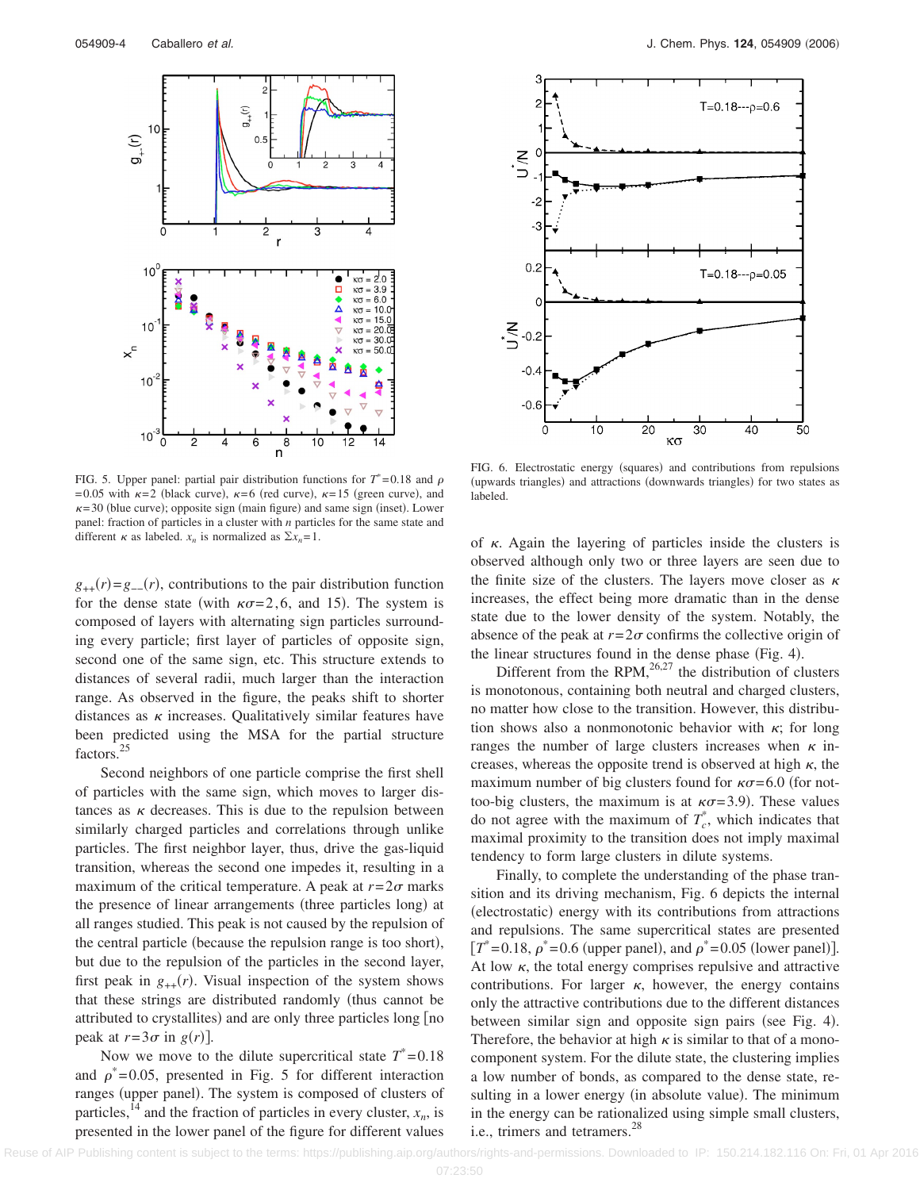$g_{++}(r)$

1

10

0

1

2

3

4

r

$g_{++}(r)$

2

1

0.5

0

1

2

3

4

$10^0$

$10^{-1}$

$10^{-2}$

$10^{-3}$

$x_n$

0

2

4

6

8

10

12

14

n

κσ = 2.0

κσ = 3.9

κσ = 6.0

κσ = 10.0

κσ = 15.0

κσ = 20.0

κσ = 30.0

κσ = 50.0

FIG. 5. Upper panel: partial pair distribution functions for $T^*=0.18$ and $\rho=0.05$ with $\kappa=2$ (black curve), $\kappa=6$ (red curve), $\kappa=15$ (green curve), and $\kappa=30$ (blue curve); opposite sign (main figure) and same sign (inset). Lower panel: fraction of particles in a cluster with $n$ particles for the same state and different $\kappa$ as labeled. $x_n$ is normalized as $\Sigma x_n=1$.

T=0.18---ρ=0.6

$U^*/N$

3

2

1

0

-1

-2

-3

T=0.18---ρ=0.05

$U^*/N$

0.2

0

-0.2

-0.4

-0.6

0

10

20

30

40

50

κσ

FIG. 6. Electrostatic energy (squares) and contributions from repulsions (upwards triangles) and attractions (downwards triangles) for two states as labeled.

$g_{++}(r)=g_{--}(r)$, contributions to the pair distribution function for the dense state (with $\kappa\sigma=2,6$, and 15). The system is composed of layers with alternating sign particles surrounding every particle; first layer of particles of opposite sign, second one of the same sign, etc. This structure extends to distances of several radii, much larger than the interaction range. As observed in the figure, the peaks shift to shorter distances as $\kappa$ increases. Qualitatively similar features have been predicted using the MSA for the partial structure factors.[25]

Second neighbors of one particle comprise the first shell of particles with the same sign, which moves to larger distances as $\kappa$ decreases. This is due to the repulsion between similarly charged particles and correlations through unlike particles. The first neighbor layer, thus, drive the gas-liquid transition, whereas the second one impedes it, resulting in a maximum of the critical temperature. A peak at $r=2\sigma$ marks the presence of linear arrangements (three particles long) at all ranges studied. This peak is not caused by the repulsion of the central particle (because the repulsion range is too short), but due to the repulsion of the particles in the second layer, first peak in $g_{++}(r)$. Visual inspection of the system shows that these strings are distributed randomly (thus cannot be attributed to crystallites) and are only three particles long [no peak at $r=3\sigma$ in $g(r)$].

Now we move to the dilute supercritical state $T^*=0.18$ and $\rho^*=0.05$, presented in Fig. 5 for different interaction ranges (upper panel). The system is composed of clusters of particles,[14] and the fraction of particles in every cluster, $x_n$, is presented in the lower panel of the figure for different values of $\kappa$. Again the layering of particles inside the clusters is observed although only two or three layers are seen due to the finite size of the clusters. The layers move closer as $\kappa$ increases, the effect being more dramatic than in the dense state due to the lower density of the system. Notably, the absence of the peak at $r=2\sigma$ confirms the collective origin of the linear structures found in the dense phase (Fig. 4).

Different from the RPM,[26,27] the distribution of clusters is monotonous, containing both neutral and charged clusters, no matter how close to the transition. However, this distribution shows also a nonmonotonic behavior with $\kappa$; for long ranges the number of large clusters increases when $\kappa$ increases, whereas the opposite trend is observed at high $\kappa$, the maximum number of big clusters found for $\kappa\sigma=6.0$ (for not-too-big clusters, the maximum is at $\kappa\sigma=3.9$). These values do not agree with the maximum of $T_c^*$, which indicates that maximal proximity to the transition does not imply maximal tendency to form large clusters in dilute systems.

Finally, to complete the understanding of the phase transition and its driving mechanism, Fig. 6 depicts the internal (electrostatic) energy with its contributions from attractions and repulsions. The same supercritical states are presented [$T^*=0.18$, $\rho^*=0.6$ (upper panel), and $\rho^*=0.05$ (lower panel)]. At low $\kappa$, the total energy comprises repulsive and attractive contributions. For larger $\kappa$, however, the energy contains only the attractive contributions due to the different distances between similar sign and opposite sign pairs (see Fig. 4). Therefore, the behavior at high $\kappa$ is similar to that of a monocomponent system. For the dilute state, the clustering implies a low number of bonds, as compared to the dense state, resulting in a lower energy (in absolute value). The minimum in the energy can be rationalized using simple small clusters, i.e., trimers and tetramers.[28]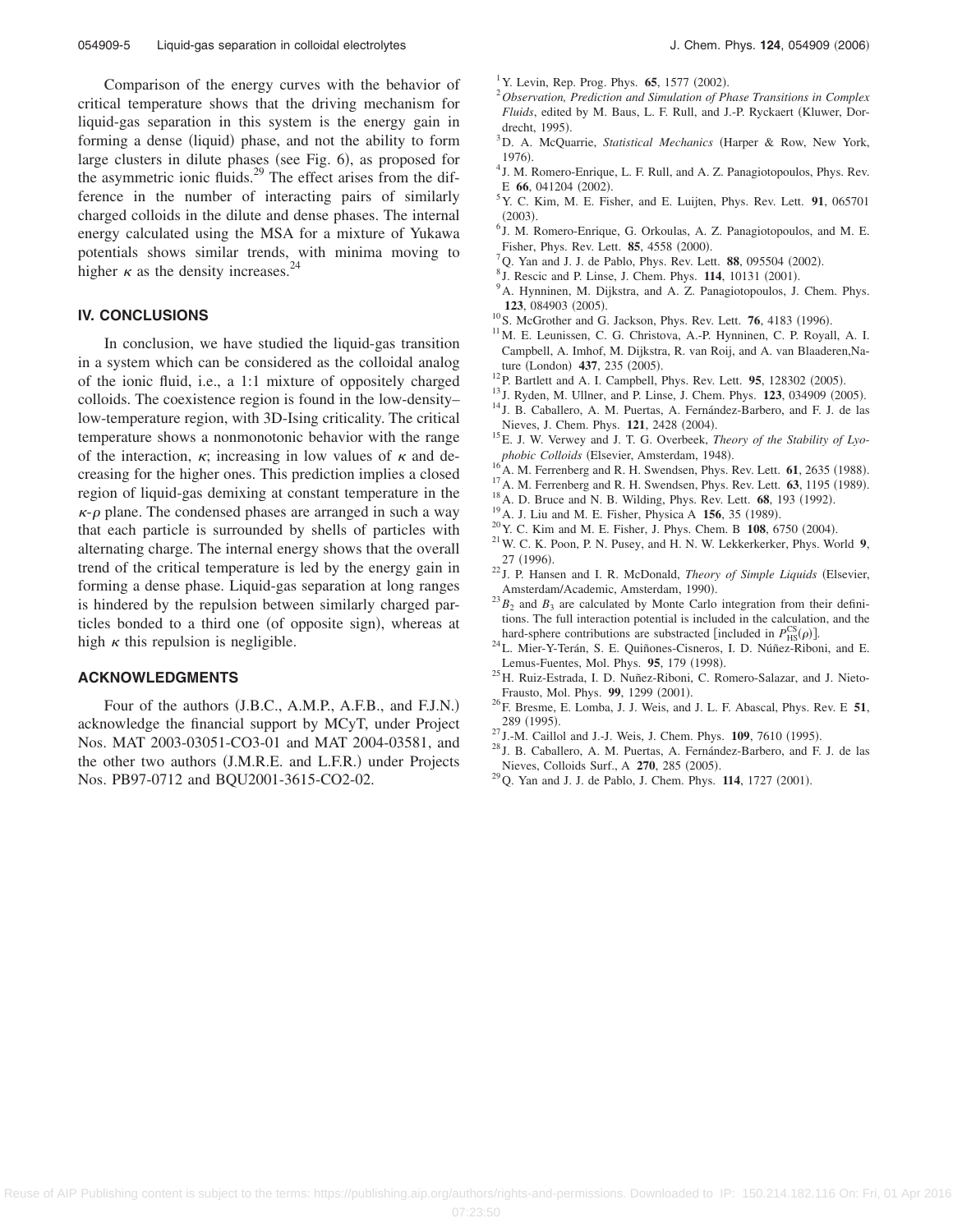Comparison of the energy curves with the behavior of critical temperature shows that the driving mechanism for liquid-gas separation in this system is the energy gain in forming a dense (liquid) phase, and not the ability to form large clusters in dilute phases (see Fig. 6), as proposed for the asymmetric ionic fluids.[29] The effect arises from the difference in the number of interacting pairs of similarly charged colloids in the dilute and dense phases. The internal energy calculated using the MSA for a mixture of Yukawa potentials shows similar trends, with minima moving to higher $\kappa$ as the density increases.[24]

## IV. CONCLUSIONS

In conclusion, we have studied the liquid-gas transition in a system which can be considered as the colloidal analog of the ionic fluid, i.e., a 1:1 mixture of oppositely charged colloids. The coexistence region is found in the low-density–low-temperature region, with 3D-Ising criticality. The critical temperature shows a nonmonotonic behavior with the range of the interaction, $\kappa$; increasing in low values of $\kappa$ and decreasing for the higher ones. This prediction implies a closed region of liquid-gas demixing at constant temperature in the $\kappa$-$\rho$ plane. The condensed phases are arranged in such a way that each particle is surrounded by shells of particles with alternating charge. The internal energy shows that the overall trend of the critical temperature is led by the energy gain in forming a dense phase. Liquid-gas separation at long ranges is hindered by the repulsion between similarly charged particles bonded to a third one (of opposite sign), whereas at high $\kappa$ this repulsion is negligible.

## ACKNOWLEDGMENTS

Four of the authors (J.B.C., A.M.P., A.F.B., and F.J.N.) acknowledge the financial support by MCyT, under Project Nos. MAT 2003-03051-CO3-01 and MAT 2004-03581, and the other two authors (J.M.R.E. and L.F.R.) under Projects Nos. PB97-0712 and BQU2001-3615-CO2-02.

[1] Y. Levin, Rep. Prog. Phys. **65**, 1577 (2002).
[2] *Observation, Prediction and Simulation of Phase Transitions in Complex Fluids*, edited by M. Baus, L. F. Rull, and J.-P. Ryckaert (Kluwer, Dordrecht, 1995).
[3] D. A. McQuarrie, *Statistical Mechanics* (Harper & Row, New York, 1976).
[4] J. M. Romero-Enrique, L. F. Rull, and A. Z. Panagiotopoulos, Phys. Rev. E **66**, 041204 (2002).
[5] Y. C. Kim, M. E. Fisher, and E. Luijten, Phys. Rev. Lett. **91**, 065701 (2003).
[6] J. M. Romero-Enrique, G. Orkoulas, A. Z. Panagiotopoulos, and M. E. Fisher, Phys. Rev. Lett. **85**, 4558 (2000).
[7] Q. Yan and J. J. de Pablo, Phys. Rev. Lett. **88**, 095504 (2002).
[8] J. Rescic and P. Linse, J. Chem. Phys. **114**, 10131 (2001).
[9] A. Hynninen, M. Dijkstra, and A. Z. Panagiotopoulos, J. Chem. Phys. **123**, 084903 (2005).
[10] S. McGrother and G. Jackson, Phys. Rev. Lett. **76**, 4183 (1996).
[11] M. E. Leunissen, C. G. Christova, A.-P. Hynninen, C. P. Royall, A. I. Campbell, A. Imhof, M. Dijkstra, R. van Roij, and A. van Blaaderen, Nature (London) **437**, 235 (2005).
[12] P. Bartlett and A. I. Campbell, Phys. Rev. Lett. **95**, 128302 (2005).
[13] J. Ryden, M. Ullner, and P. Linse, J. Chem. Phys. **123**, 034909 (2005).
[14] J. B. Caballero, A. M. Puertas, A. Fernández-Barbero, and F. J. de las Nieves, J. Chem. Phys. **121**, 2428 (2004).
[15] E. J. W. Verwey and J. T. G. Overbeek, *Theory of the Stability of Lyophobic Colloids* (Elsevier, Amsterdam, 1948).
[16] A. M. Ferrenberg and R. H. Swendsen, Phys. Rev. Lett. **61**, 2635 (1988).
[17] A. M. Ferrenberg and R. H. Swendsen, Phys. Rev. Lett. **63**, 1195 (1989).
[18] A. D. Bruce and N. B. Wilding, Phys. Rev. Lett. **68**, 193 (1992).
[19] A. J. Liu and M. E. Fisher, Physica A **156**, 35 (1989).
[20] Y. C. Kim and M. E. Fisher, J. Phys. Chem. B **108**, 6750 (2004).
[21] W. C. K. Poon, P. N. Pusey, and H. N. W. Lekkerkerker, Phys. World **9**, 27 (1996).
[22] J. P. Hansen and I. R. McDonald, *Theory of Simple Liquids* (Elsevier, Amsterdam/Academic, Amsterdam, 1990).
[23] $B_2$ and $B_3$ are calculated by Monte Carlo integration from their definitions. The full interaction potential is included in the calculation, and the hard-sphere contributions are substracted [included in $P_{\mathrm{HS}}^{\mathrm{CS}}(\rho)$].
[24] L. Mier-Y-Terán, S. E. Quiñones-Cisneros, I. D. Núñez-Riboni, and E. Lemus-Fuentes, Mol. Phys. **95**, 179 (1998).
[25] H. Ruiz-Estrada, I. D. Nuñez-Riboni, C. Romero-Salazar, and J. Nieto-Frausto, Mol. Phys. **99**, 1299 (2001).
[26] F. Bresme, E. Lomba, J. J. Weis, and J. L. F. Abascal, Phys. Rev. E **51**, 289 (1995).
[27] J.-M. Caillol and J.-J. Weis, J. Chem. Phys. **109**, 7610 (1995).
[28] J. B. Caballero, A. M. Puertas, A. Fernández-Barbero, and F. J. de las Nieves, Colloids Surf., A **270**, 285 (2005).
[29] Q. Yan and J. J. de Pablo, J. Chem. Phys. **114**, 1727 (2001).